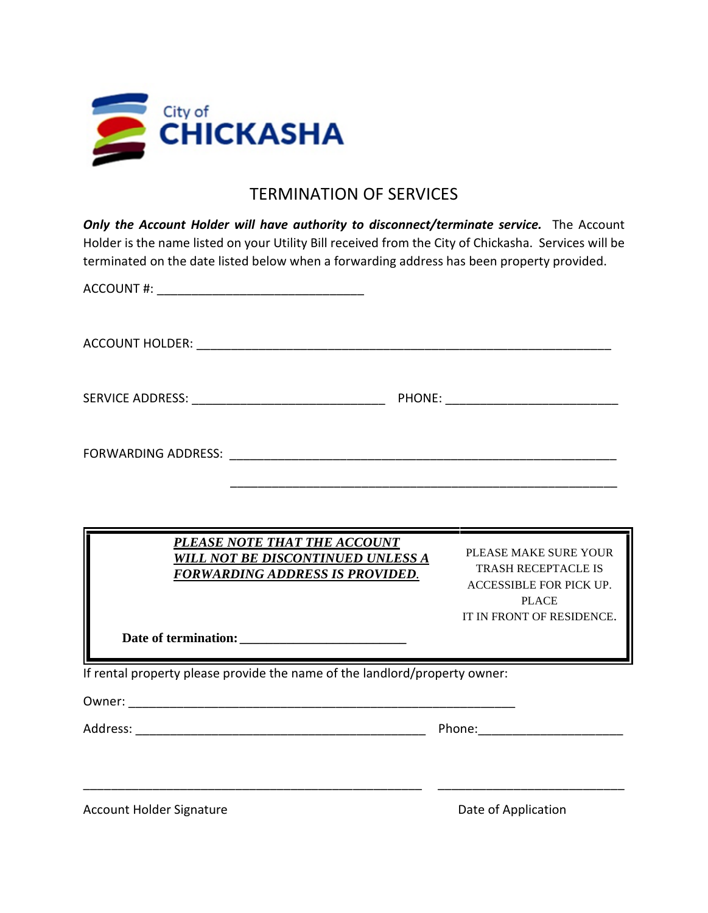City of

# CHICKASHA

## TERMINATION OF SERVICES

***Only the Account Holder will have authority to disconnect/terminate service.*** The Account Holder is the name listed on your Utility Bill received from the City of Chickasha. Services will be terminated on the date listed below when a forwarding address has been property provided.

ACCOUNT #: ______________________________

ACCOUNT HOLDER: ____________________________________________________________

SERVICE ADDRESS: ____________________________ PHONE: _________________________

FORWARDING ADDRESS: ________________________________________________________

________________________________________________________

| ***PLEASE NOTE THAT THE ACCOUNT WILL NOT BE DISCONTINUED UNLESS A FORWARDING ADDRESS IS PROVIDED.*** <br><br> **Date of termination:** ________________________ | PLEASE MAKE SURE YOUR TRASH RECEPTACLE IS ACCESSIBLE FOR PICK UP. PLACE IT IN FRONT OF RESIDENCE. |
|---|---|

If rental property please provide the name of the landlord/property owner:

Owner: ________________________________________________________

Address: ___________________________________________ Phone:_____________________

______________________________________________________ ___________________________

Account Holder Signature Date of Application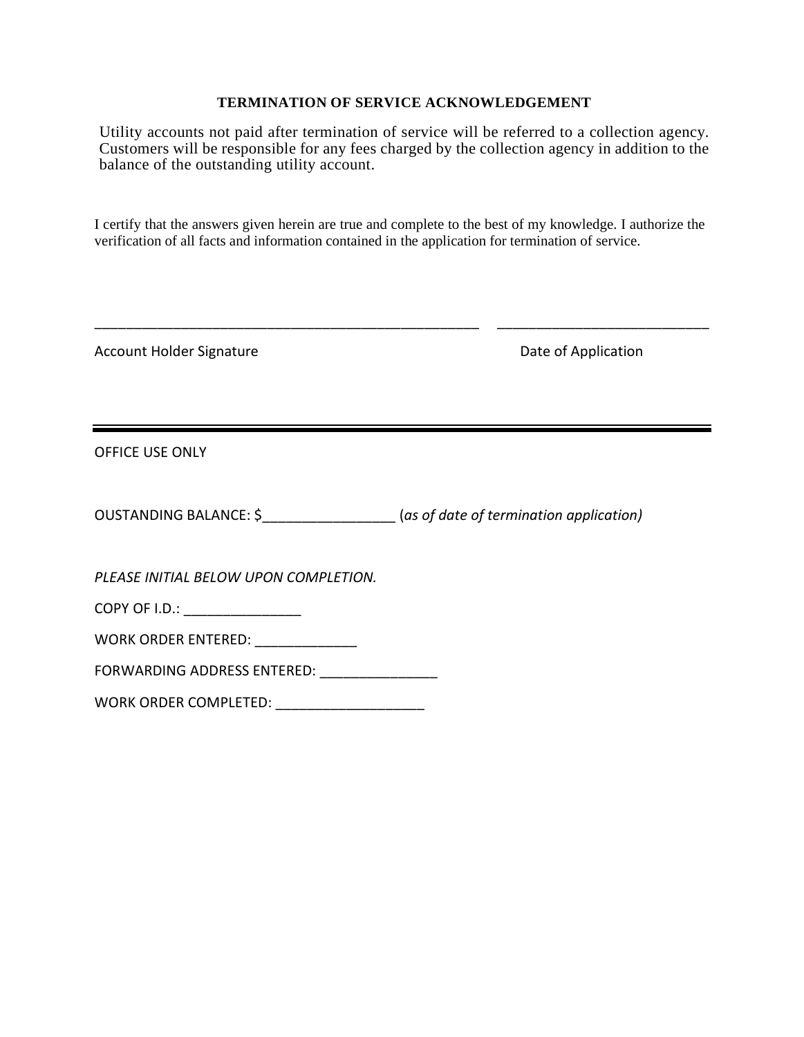**TERMINATION OF SERVICE ACKNOWLEDGEMENT**

Utility accounts not paid after termination of service will be referred to a collection agency. Customers will be responsible for any fees charged by the collection agency in addition to the balance of the outstanding utility account.

I certify that the answers given herein are true and complete to the best of my knowledge. I authorize the verification of all facts and information contained in the application for termination of service.

_______________________________________________ _______________________

Account Holder Signature Date of Application

---

OFFICE USE ONLY

OUSTANDING BALANCE: $_________________ (*as of date of termination application)*

*PLEASE INITIAL BELOW UPON COMPLETION.*

COPY OF I.D.: _______________

WORK ORDER ENTERED: _____________

FORWARDING ADDRESS ENTERED: _______________

WORK ORDER COMPLETED: ___________________